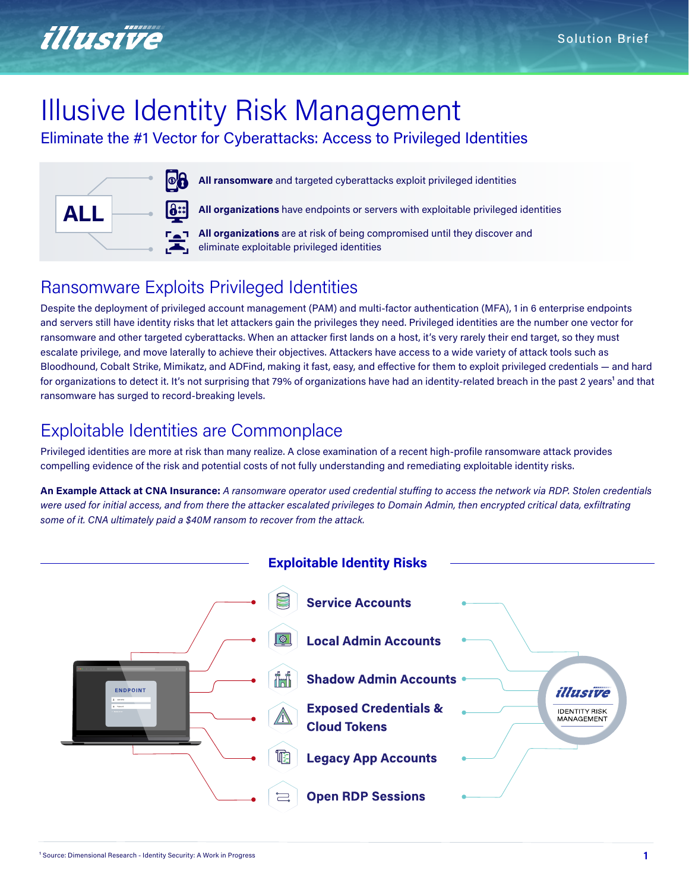Solution Brief

# Illusive Identity Risk Management

## Eliminate the #1 Vector for Cyberattacks: Access to Privileged Identities

**ALL**

- **All ransomware** and targeted cyberattacks exploit privileged identities
- **All organizations** have endpoints or servers with exploitable privileged identities
- **All organizations** are at risk of being compromised until they discover and eliminate exploitable privileged identities

## Ransomware Exploits Privileged Identities

Despite the deployment of privileged account management (PAM) and multi-factor authentication (MFA), 1 in 6 enterprise endpoints and servers still have identity risks that let attackers gain the privileges they need. Privileged identities are the number one vector for ransomware and other targeted cyberattacks. When an attacker first lands on a host, it's very rarely their end target, so they must escalate privilege, and move laterally to achieve their objectives. Attackers have access to a wide variety of attack tools such as Bloodhound, Cobalt Strike, Mimikatz, and ADFind, making it fast, easy, and effective for them to exploit privileged credentials — and hard for organizations to detect it. It's not surprising that 79% of organizations have had an identity-related breach in the past 2 years[1] and that ransomware has surged to record-breaking levels.

## Exploitable Identities are Commonplace

Privileged identities are more at risk than many realize. A close examination of a recent high-profile ransomware attack provides compelling evidence of the risk and potential costs of not fully understanding and remediating exploitable identity risks.

**An Example Attack at CNA Insurance:** *A ransomware operator used credential stuffing to access the network via RDP. Stolen credentials were used for initial access, and from there the attacker escalated privileges to Domain Admin, then encrypted critical data, exfiltrating some of it. CNA ultimately paid a $40M ransom to recover from the attack.*

### Exploitable Identity Risks

ENDPOINT

- **Service Accounts**
- **Local Admin Accounts**
- **Shadow Admin Accounts**
- **Exposed Credentials & Cloud Tokens**
- **Legacy App Accounts**
- **Open RDP Sessions**

illusive IDENTITY RISK MANAGEMENT

[1] Source: Dimensional Research - Identity Security: A Work in Progress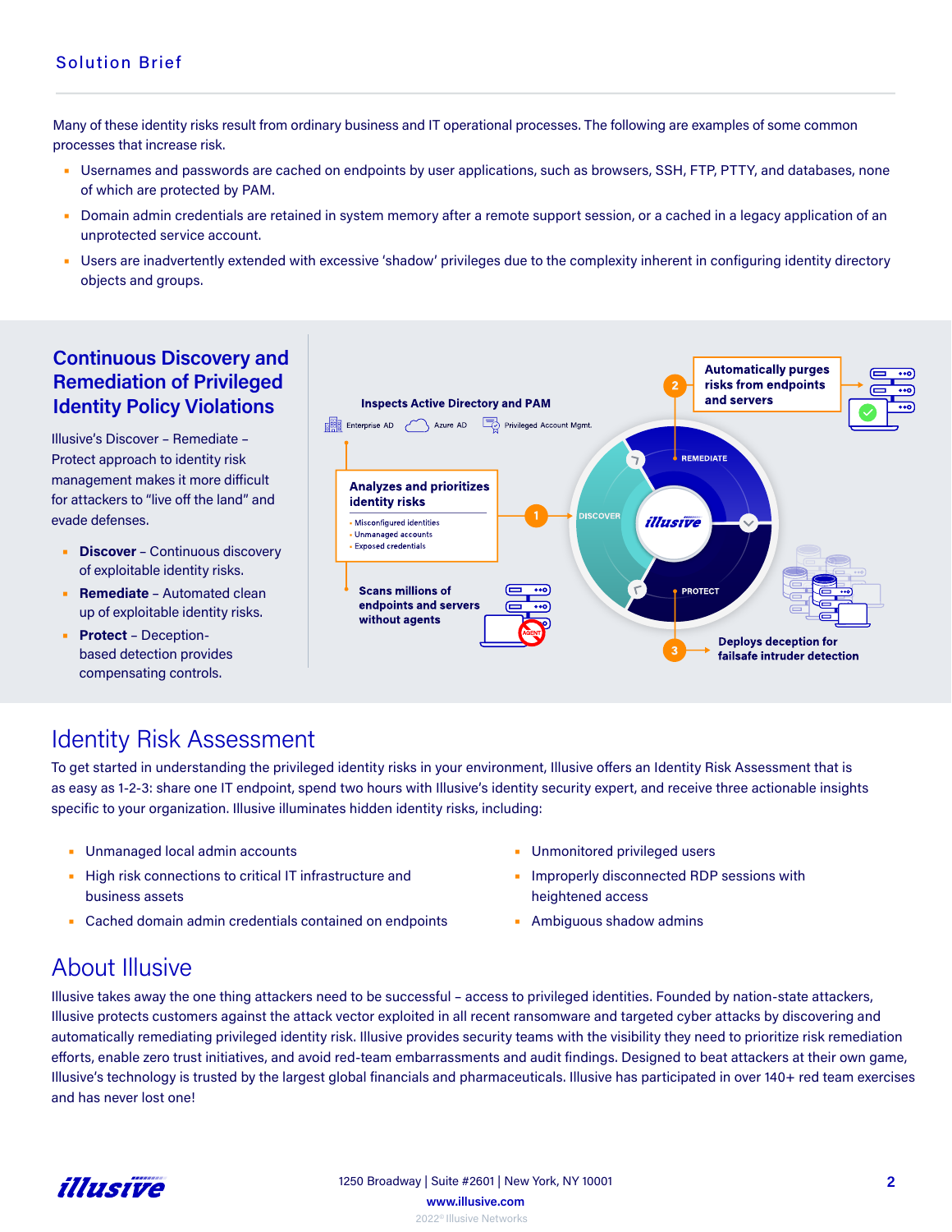Many of these identity risks result from ordinary business and IT operational processes. The following are examples of some common processes that increase risk.

- Usernames and passwords are cached on endpoints by user applications, such as browsers, SSH, FTP, PTTY, and databases, none of which are protected by PAM.
- Domain admin credentials are retained in system memory after a remote support session, or a cached in a legacy application of an unprotected service account.
- Users are inadvertently extended with excessive 'shadow' privileges due to the complexity inherent in configuring identity directory objects and groups.

## Continuous Discovery and Remediation of Privileged Identity Policy Violations

Illusive's Discover – Remediate – Protect approach to identity risk management makes it more difficult for attackers to "live off the land" and evade defenses.

- **Discover** – Continuous discovery of exploitable identity risks.
- **Remediate** – Automated clean up of exploitable identity risks.
- **Protect** – Deception-based detection provides compensating controls.

Inspects Active Directory and PAM

Enterprise AD

Azure AD

Privileged Account Mgmt.

Analyzes and prioritizes identity risks

- Misconfigured identities
- Unmanaged accounts
- Exposed credentials

Scans millions of endpoints and servers without agents

AGENT

1

DISCOVER

illusive

REMEDIATE

PROTECT

2

Automatically purges risks from endpoints and servers

3

Deploys deception for failsafe intruder detection

## Identity Risk Assessment

To get started in understanding the privileged identity risks in your environment, Illusive offers an Identity Risk Assessment that is as easy as 1-2-3: share one IT endpoint, spend two hours with Illusive's identity security expert, and receive three actionable insights specific to your organization. Illusive illuminates hidden identity risks, including:

- Unmanaged local admin accounts
- High risk connections to critical IT infrastructure and business assets
- Cached domain admin credentials contained on endpoints
- Unmonitored privileged users
- Improperly disconnected RDP sessions with heightened access
- Ambiguous shadow admins

## About Illusive

Illusive takes away the one thing attackers need to be successful – access to privileged identities. Founded by nation-state attackers, Illusive protects customers against the attack vector exploited in all recent ransomware and targeted cyber attacks by discovering and automatically remediating privileged identity risk. Illusive provides security teams with the visibility they need to prioritize risk remediation efforts, enable zero trust initiatives, and avoid red-team embarrassments and audit findings. Designed to beat attackers at their own game, Illusive's technology is trusted by the largest global financials and pharmaceuticals. Illusive has participated in over 140+ red team exercises and has never lost one!

illusive

1250 Broadway | Suite #2601 | New York, NY 10001

www.illusive.com

2022© Illusive Networks